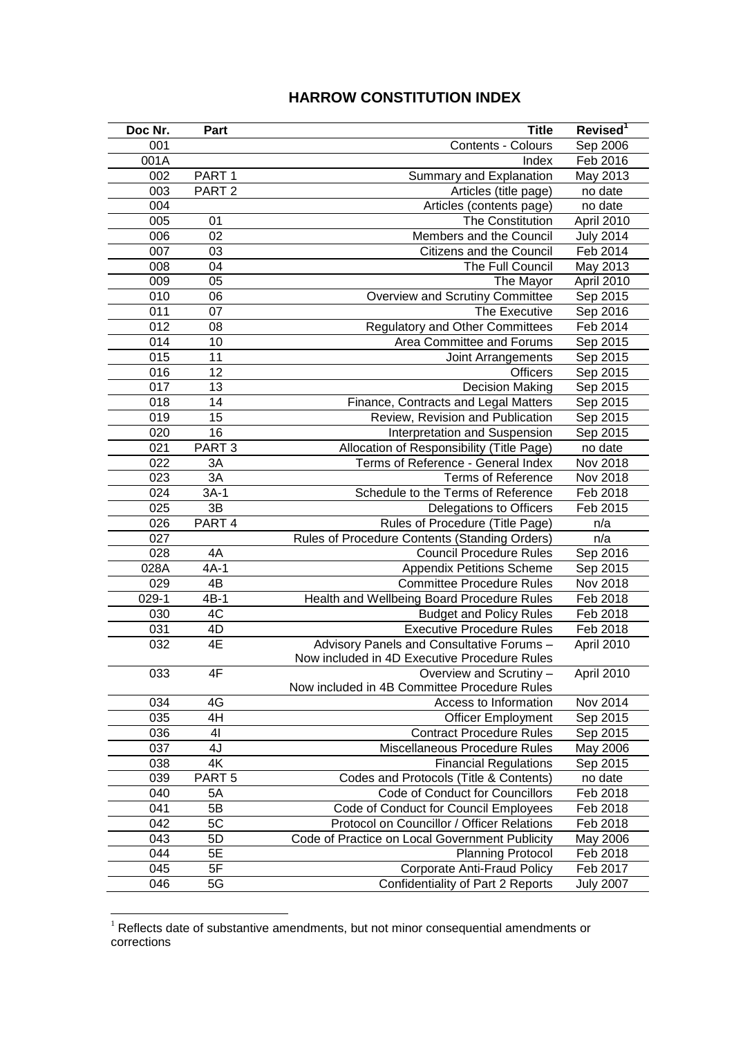# HARROW CONSTITUTION INDEX

| Doc Nr. | Part | Title | Revised[1] |
|---|---|---|---|
| 001 | | Contents - Colours | Sep 2006 |
| 001A | | Index | Feb 2016 |
| 002 | PART 1 | Summary and Explanation | May 2013 |
| 003 | PART 2 | Articles (title page) | no date |
| 004 | | Articles (contents page) | no date |
| 005 | 01 | The Constitution | April 2010 |
| 006 | 02 | Members and the Council | July 2014 |
| 007 | 03 | Citizens and the Council | Feb 2014 |
| 008 | 04 | The Full Council | May 2013 |
| 009 | 05 | The Mayor | April 2010 |
| 010 | 06 | Overview and Scrutiny Committee | Sep 2015 |
| 011 | 07 | The Executive | Sep 2016 |
| 012 | 08 | Regulatory and Other Committees | Feb 2014 |
| 014 | 10 | Area Committee and Forums | Sep 2015 |
| 015 | 11 | Joint Arrangements | Sep 2015 |
| 016 | 12 | Officers | Sep 2015 |
| 017 | 13 | Decision Making | Sep 2015 |
| 018 | 14 | Finance, Contracts and Legal Matters | Sep 2015 |
| 019 | 15 | Review, Revision and Publication | Sep 2015 |
| 020 | 16 | Interpretation and Suspension | Sep 2015 |
| 021 | PART 3 | Allocation of Responsibility (Title Page) | no date |
| 022 | 3A | Terms of Reference - General Index | Nov 2018 |
| 023 | 3A | Terms of Reference | Nov 2018 |
| 024 | 3A-1 | Schedule to the Terms of Reference | Feb 2018 |
| 025 | 3B | Delegations to Officers | Feb 2015 |
| 026 | PART 4 | Rules of Procedure (Title Page) | n/a |
| 027 | | Rules of Procedure Contents (Standing Orders) | n/a |
| 028 | 4A | Council Procedure Rules | Sep 2016 |
| 028A | 4A-1 | Appendix Petitions Scheme | Sep 2015 |
| 029 | 4B | Committee Procedure Rules | Nov 2018 |
| 029-1 | 4B-1 | Health and Wellbeing Board Procedure Rules | Feb 2018 |
| 030 | 4C | Budget and Policy Rules | Feb 2018 |
| 031 | 4D | Executive Procedure Rules | Feb 2018 |
| 032 | 4E | Advisory Panels and Consultative Forums – Now included in 4D Executive Procedure Rules | April 2010 |
| 033 | 4F | Overview and Scrutiny – Now included in 4B Committee Procedure Rules | April 2010 |
| 034 | 4G | Access to Information | Nov 2014 |
| 035 | 4H | Officer Employment | Sep 2015 |
| 036 | 4I | Contract Procedure Rules | Sep 2015 |
| 037 | 4J | Miscellaneous Procedure Rules | May 2006 |
| 038 | 4K | Financial Regulations | Sep 2015 |
| 039 | PART 5 | Codes and Protocols (Title & Contents) | no date |
| 040 | 5A | Code of Conduct for Councillors | Feb 2018 |
| 041 | 5B | Code of Conduct for Council Employees | Feb 2018 |
| 042 | 5C | Protocol on Councillor / Officer Relations | Feb 2018 |
| 043 | 5D | Code of Practice on Local Government Publicity | May 2006 |
| 044 | 5E | Planning Protocol | Feb 2018 |
| 045 | 5F | Corporate Anti-Fraud Policy | Feb 2017 |
| 046 | 5G | Confidentiality of Part 2 Reports | July 2007 |

[1] Reflects date of substantive amendments, but not minor consequential amendments or corrections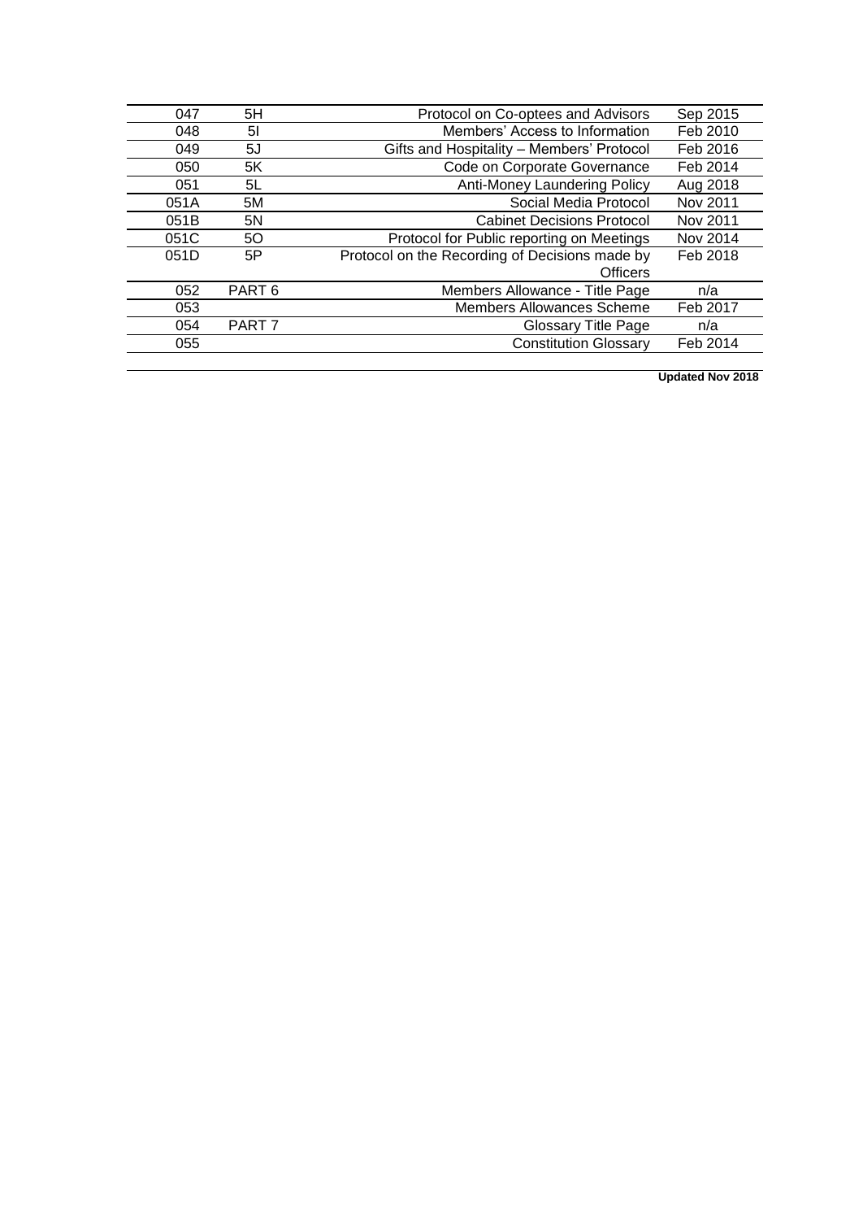| | | | |
|---|---|---|---|
| 047 | 5H | Protocol on Co-optees and Advisors | Sep 2015 |
| 048 | 5I | Members' Access to Information | Feb 2010 |
| 049 | 5J | Gifts and Hospitality – Members' Protocol | Feb 2016 |
| 050 | 5K | Code on Corporate Governance | Feb 2014 |
| 051 | 5L | Anti-Money Laundering Policy | Aug 2018 |
| 051A | 5M | Social Media Protocol | Nov 2011 |
| 051B | 5N | Cabinet Decisions Protocol | Nov 2011 |
| 051C | 5O | Protocol for Public reporting on Meetings | Nov 2014 |
| 051D | 5P | Protocol on the Recording of Decisions made by Officers | Feb 2018 |
| 052 | PART 6 | Members Allowance - Title Page | n/a |
| 053 | | Members Allowances Scheme | Feb 2017 |
| 054 | PART 7 | Glossary Title Page | n/a |
| 055 | | Constitution Glossary | Feb 2014 |

**Updated Nov 2018**